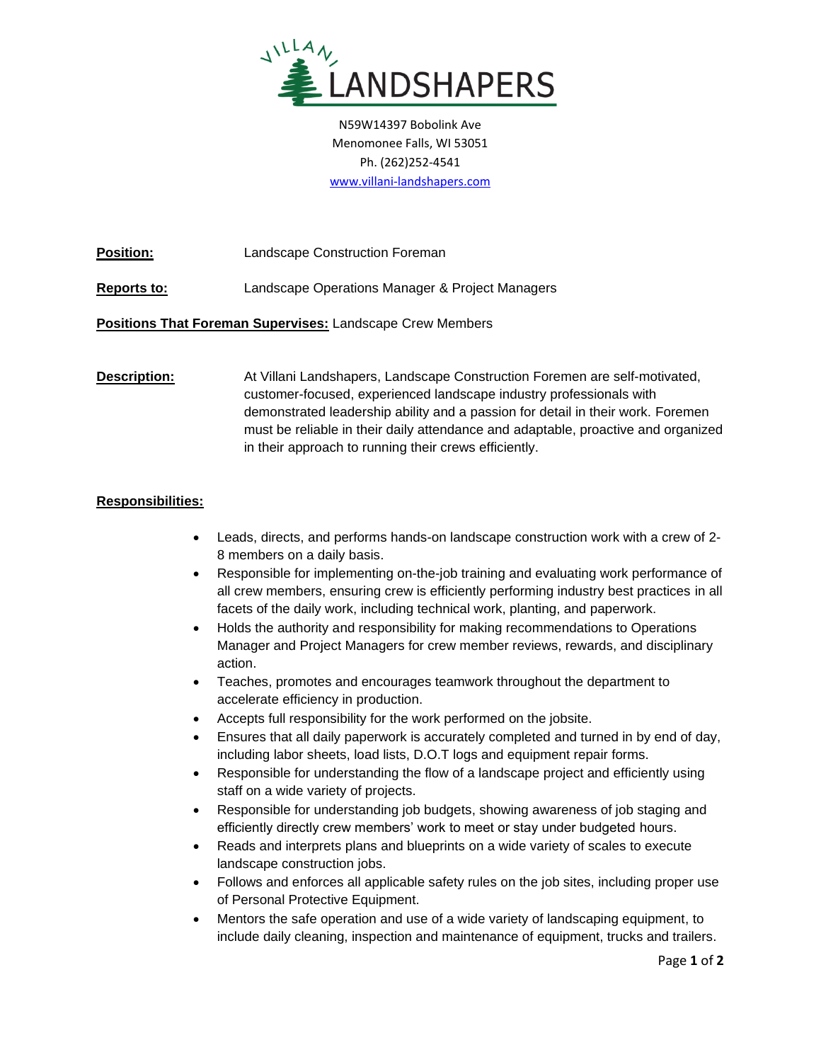# VILLANI LANDSHAPERS

N59W14397 Bobolink Ave
Menomonee Falls, WI 53051
Ph. (262)252-4541
www.villani-landshapers.com

**Position:** Landscape Construction Foreman

**Reports to:** Landscape Operations Manager & Project Managers

**Positions That Foreman Supervises:** Landscape Crew Members

**Description:** At Villani Landshapers, Landscape Construction Foremen are self-motivated, customer-focused, experienced landscape industry professionals with demonstrated leadership ability and a passion for detail in their work. Foremen must be reliable in their daily attendance and adaptable, proactive and organized in their approach to running their crews efficiently.

**Responsibilities:**

- Leads, directs, and performs hands-on landscape construction work with a crew of 2-8 members on a daily basis.
- Responsible for implementing on-the-job training and evaluating work performance of all crew members, ensuring crew is efficiently performing industry best practices in all facets of the daily work, including technical work, planting, and paperwork.
- Holds the authority and responsibility for making recommendations to Operations Manager and Project Managers for crew member reviews, rewards, and disciplinary action.
- Teaches, promotes and encourages teamwork throughout the department to accelerate efficiency in production.
- Accepts full responsibility for the work performed on the jobsite.
- Ensures that all daily paperwork is accurately completed and turned in by end of day, including labor sheets, load lists, D.O.T logs and equipment repair forms.
- Responsible for understanding the flow of a landscape project and efficiently using staff on a wide variety of projects.
- Responsible for understanding job budgets, showing awareness of job staging and efficiently directly crew members' work to meet or stay under budgeted hours.
- Reads and interprets plans and blueprints on a wide variety of scales to execute landscape construction jobs.
- Follows and enforces all applicable safety rules on the job sites, including proper use of Personal Protective Equipment.
- Mentors the safe operation and use of a wide variety of landscaping equipment, to include daily cleaning, inspection and maintenance of equipment, trucks and trailers.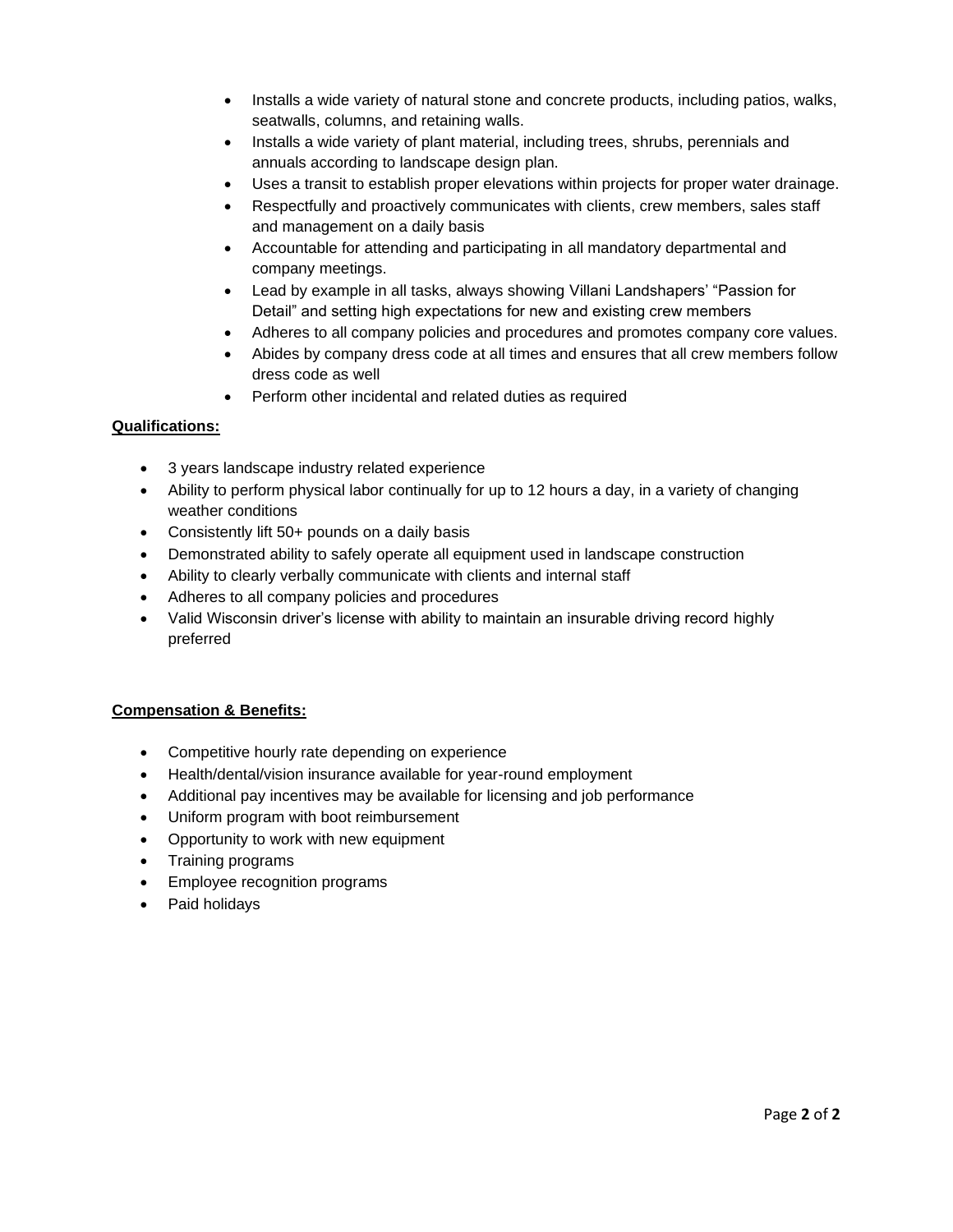- Installs a wide variety of natural stone and concrete products, including patios, walks, seatwalls, columns, and retaining walls.
- Installs a wide variety of plant material, including trees, shrubs, perennials and annuals according to landscape design plan.
- Uses a transit to establish proper elevations within projects for proper water drainage.
- Respectfully and proactively communicates with clients, crew members, sales staff and management on a daily basis
- Accountable for attending and participating in all mandatory departmental and company meetings.
- Lead by example in all tasks, always showing Villani Landshapers' "Passion for Detail" and setting high expectations for new and existing crew members
- Adheres to all company policies and procedures and promotes company core values.
- Abides by company dress code at all times and ensures that all crew members follow dress code as well
- Perform other incidental and related duties as required

**Qualifications:**

- 3 years landscape industry related experience
- Ability to perform physical labor continually for up to 12 hours a day, in a variety of changing weather conditions
- Consistently lift 50+ pounds on a daily basis
- Demonstrated ability to safely operate all equipment used in landscape construction
- Ability to clearly verbally communicate with clients and internal staff
- Adheres to all company policies and procedures
- Valid Wisconsin driver's license with ability to maintain an insurable driving record highly preferred

**Compensation & Benefits:**

- Competitive hourly rate depending on experience
- Health/dental/vision insurance available for year-round employment
- Additional pay incentives may be available for licensing and job performance
- Uniform program with boot reimbursement
- Opportunity to work with new equipment
- Training programs
- Employee recognition programs
- Paid holidays